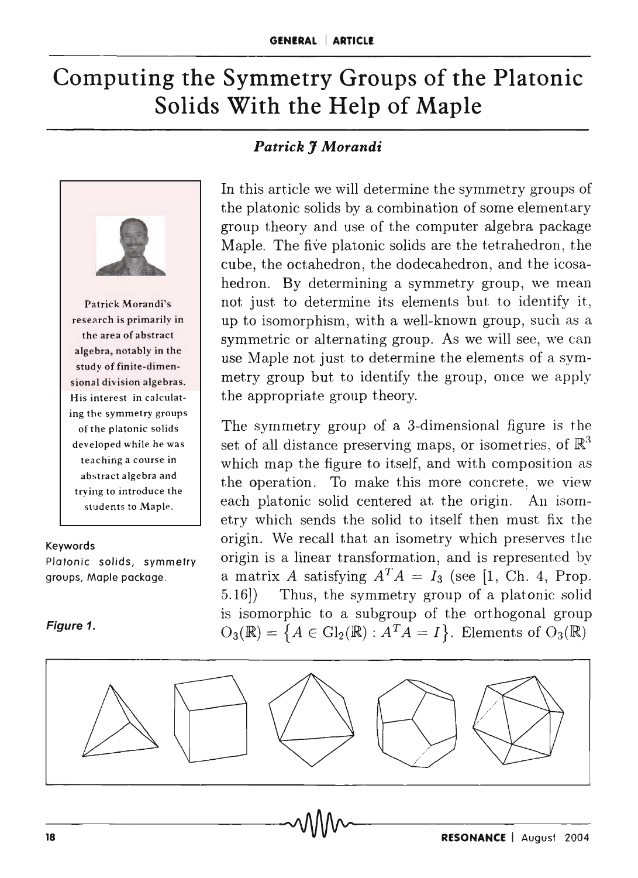# Computing the Symmetry Groups of the Platonic Solids With the Help of Maple

***Patrick J Morandi***

Patrick Morandi's research is primarily in the area of abstract algebra, notably in the study of finite-dimensional division algebras. His interest in calculating the symmetry groups of the platonic solids developed while he was teaching a course in abstract algebra and trying to introduce the students to Maple.

**Keywords**

Platonic solids, symmetry groups, Maple package.

In this article we will determine the symmetry groups of the platonic solids by a combination of some elementary group theory and use of the computer algebra package Maple. The five platonic solids are the tetrahedron, the cube, the octahedron, the dodecahedron, and the icosahedron. By determining a symmetry group, we mean not just to determine its elements but to identify it, up to isomorphism, with a well-known group, such as a symmetric or alternating group. As we will see, we can use Maple not just to determine the elements of a symmetry group but to identify the group, once we apply the appropriate group theory.

The symmetry group of a 3-dimensional figure is the set of all distance preserving maps, or isometries, of $\mathbb{R}^3$ which map the figure to itself, and with composition as the operation. To make this more concrete, we view each platonic solid centered at the origin. An isometry which sends the solid to itself then must fix the origin. We recall that an isometry which preserves the origin is a linear transformation, and is represented by a matrix $A$ satisfying $A^T A = I_3$ (see [1, Ch. 4, Prop. 5.16]) Thus, the symmetry group of a platonic solid is isomorphic to a subgroup of the orthogonal group $\mathrm{O}_3(\mathbb{R}) = \{A \in \mathrm{Gl}_2(\mathbb{R}) : A^T A = I\}$. Elements of $\mathrm{O}_3(\mathbb{R})$

*Figure 1.*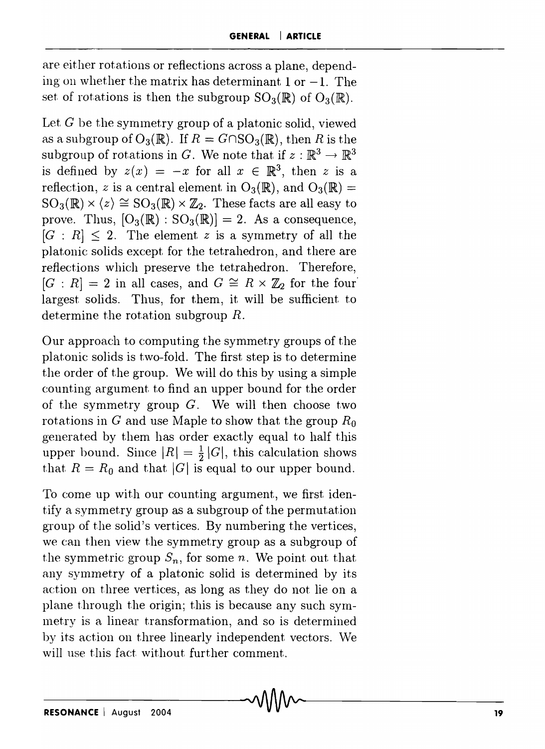are either rotations or reflections across a plane, depending on whether the matrix has determinant 1 or $-1$. The set of rotations is then the subgroup $SO_3(\mathbb{R})$ of $O_3(\mathbb{R})$.

Let $G$ be the symmetry group of a platonic solid, viewed as a subgroup of $O_3(\mathbb{R})$. If $R = G \cap SO_3(\mathbb{R})$, then $R$ is the subgroup of rotations in $G$. We note that if $z : \mathbb{R}^3 \to \mathbb{R}^3$ is defined by $z(x) = -x$ for all $x \in \mathbb{R}^3$, then $z$ is a reflection, $z$ is a central element in $O_3(\mathbb{R})$, and $O_3(\mathbb{R}) = SO_3(\mathbb{R}) \times \langle z \rangle \cong SO_3(\mathbb{R}) \times \mathbb{Z}_2$. These facts are all easy to prove. Thus, $[O_3(\mathbb{R}) : SO_3(\mathbb{R})] = 2$. As a consequence, $[G : R] \leq 2$. The element $z$ is a symmetry of all the platonic solids except for the tetrahedron, and there are reflections which preserve the tetrahedron. Therefore, $[G : R] = 2$ in all cases, and $G \cong R \times \mathbb{Z}_2$ for the four largest solids. Thus, for them, it will be sufficient to determine the rotation subgroup $R$.

Our approach to computing the symmetry groups of the platonic solids is two-fold. The first step is to determine the order of the group. We will do this by using a simple counting argument to find an upper bound for the order of the symmetry group $G$. We will then choose two rotations in $G$ and use Maple to show that the group $R_0$ generated by them has order exactly equal to half this upper bound. Since $|R| = \frac{1}{2}|G|$, this calculation shows that $R = R_0$ and that $|G|$ is equal to our upper bound.

To come up with our counting argument, we first identify a symmetry group as a subgroup of the permutation group of the solid's vertices. By numbering the vertices, we can then view the symmetry group as a subgroup of the symmetric group $S_n$, for some $n$. We point out that any symmetry of a platonic solid is determined by its action on three vertices, as long as they do not lie on a plane through the origin; this is because any such symmetry is a linear transformation, and so is determined by its action on three linearly independent vectors. We will use this fact without further comment.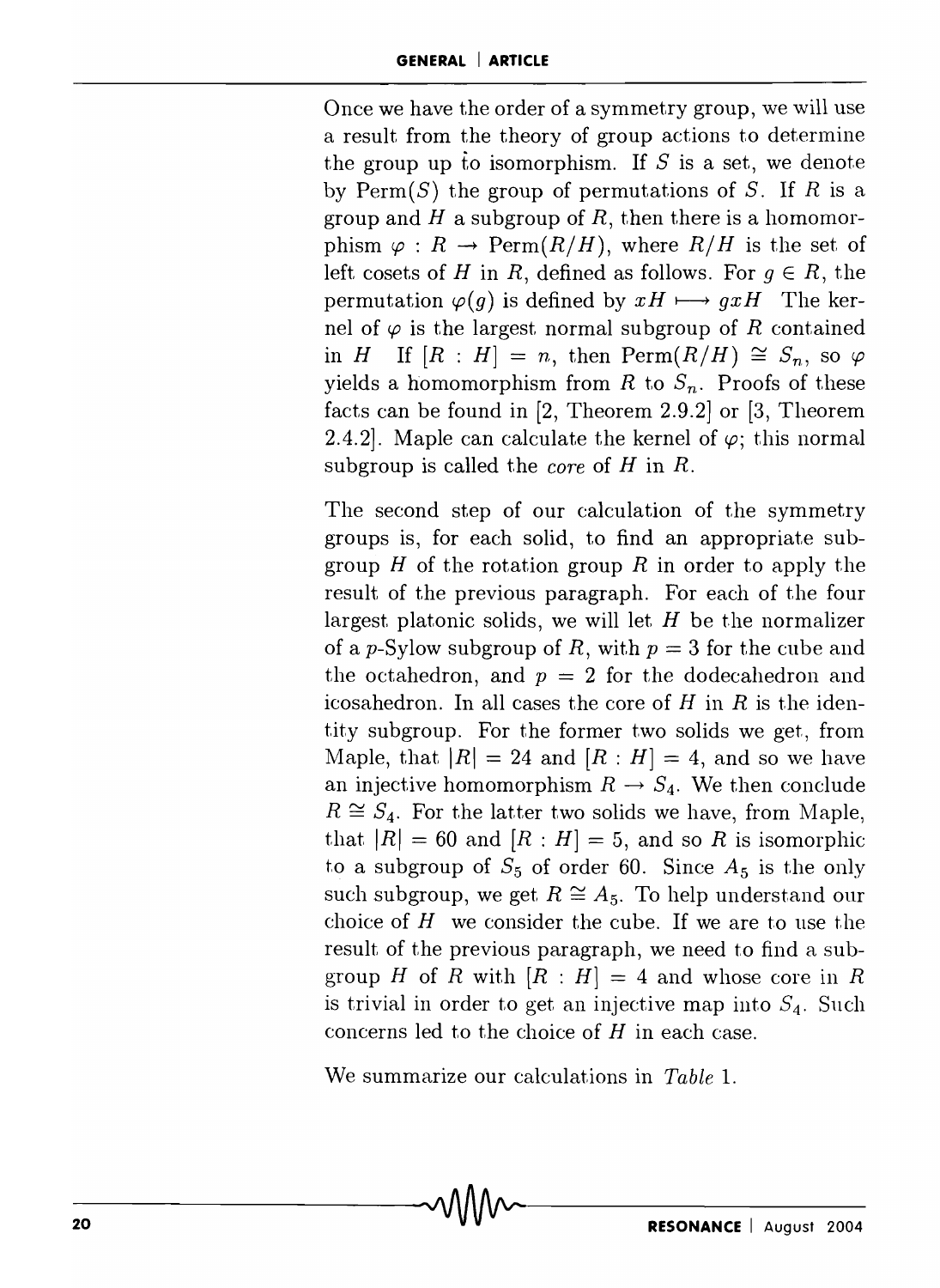Once we have the order of a symmetry group, we will use a result from the theory of group actions to determine the group up to isomorphism. If $S$ is a set, we denote by $\text{Perm}(S)$ the group of permutations of $S$. If $R$ is a group and $H$ a subgroup of $R$, then there is a homomorphism $\varphi : R \to \text{Perm}(R/H)$, where $R/H$ is the set of left cosets of $H$ in $R$, defined as follows. For $g \in R$, the permutation $\varphi(g)$ is defined by $xH \longmapsto gxH$ The kernel of $\varphi$ is the largest normal subgroup of $R$ contained in $H$ If $[R : H] = n$, then $\text{Perm}(R/H) \cong S_n$, so $\varphi$ yields a homomorphism from $R$ to $S_n$. Proofs of these facts can be found in [2, Theorem 2.9.2] or [3, Theorem 2.4.2]. Maple can calculate the kernel of $\varphi$; this normal subgroup is called the *core* of $H$ in $R$.

The second step of our calculation of the symmetry groups is, for each solid, to find an appropriate subgroup $H$ of the rotation group $R$ in order to apply the result of the previous paragraph. For each of the four largest platonic solids, we will let $H$ be the normalizer of a $p$-Sylow subgroup of $R$, with $p = 3$ for the cube and the octahedron, and $p = 2$ for the dodecahedron and icosahedron. In all cases the core of $H$ in $R$ is the identity subgroup. For the former two solids we get, from Maple, that $|R| = 24$ and $[R : H] = 4$, and so we have an injective homomorphism $R \to S_4$. We then conclude $R \cong S_4$. For the latter two solids we have, from Maple, that $|R| = 60$ and $[R : H] = 5$, and so $R$ is isomorphic to a subgroup of $S_5$ of order 60. Since $A_5$ is the only such subgroup, we get $R \cong A_5$. To help understand our choice of $H$ we consider the cube. If we are to use the result of the previous paragraph, we need to find a subgroup $H$ of $R$ with $[R : H] = 4$ and whose core in $R$ is trivial in order to get an injective map into $S_4$. Such concerns led to the choice of $H$ in each case.

We summarize our calculations in *Table* 1.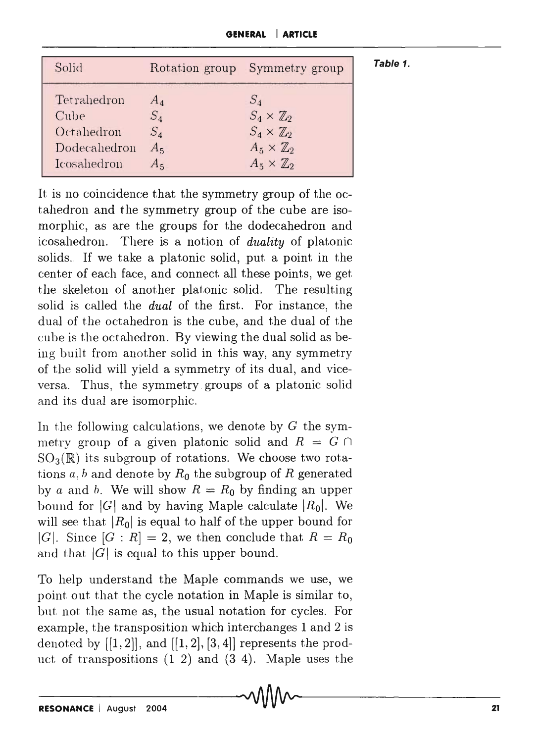| Solid | Rotation group | Symmetry group |
|---|---|---|
| Tetrahedron | $A_4$ | $S_4$ |
| Cube | $S_4$ | $S_4 \times \mathbb{Z}_2$ |
| Octahedron | $S_4$ | $S_4 \times \mathbb{Z}_2$ |
| Dodecahedron | $A_5$ | $A_5 \times \mathbb{Z}_2$ |
| Icosahedron | $A_5$ | $A_5 \times \mathbb{Z}_2$ |

*Table 1.*

It is no coincidence that the symmetry group of the octahedron and the symmetry group of the cube are isomorphic, as are the groups for the dodecahedron and icosahedron. There is a notion of *duality* of platonic solids. If we take a platonic solid, put a point in the center of each face, and connect all these points, we get the skeleton of another platonic solid. The resulting solid is called the *dual* of the first. For instance, the dual of the octahedron is the cube, and the dual of the cube is the octahedron. By viewing the dual solid as being built from another solid in this way, any symmetry of the solid will yield a symmetry of its dual, and vice-versa. Thus, the symmetry groups of a platonic solid and its dual are isomorphic.

In the following calculations, we denote by $G$ the symmetry group of a given platonic solid and $R = G \cap \mathrm{SO}_3(\mathbb{R})$ its subgroup of rotations. We choose two rotations $a, b$ and denote by $R_0$ the subgroup of $R$ generated by $a$ and $b$. We will show $R = R_0$ by finding an upper bound for $|G|$ and by having Maple calculate $|R_0|$. We will see that $|R_0|$ is equal to half of the upper bound for $|G|$. Since $[G : R] = 2$, we then conclude that $R = R_0$ and that $|G|$ is equal to this upper bound.

To help understand the Maple commands we use, we point out that the cycle notation in Maple is similar to, but not the same as, the usual notation for cycles. For example, the transposition which interchanges 1 and 2 is denoted by [[1, 2]], and [[1, 2], [3, 4]] represents the product of transpositions (1 2) and (3 4). Maple uses the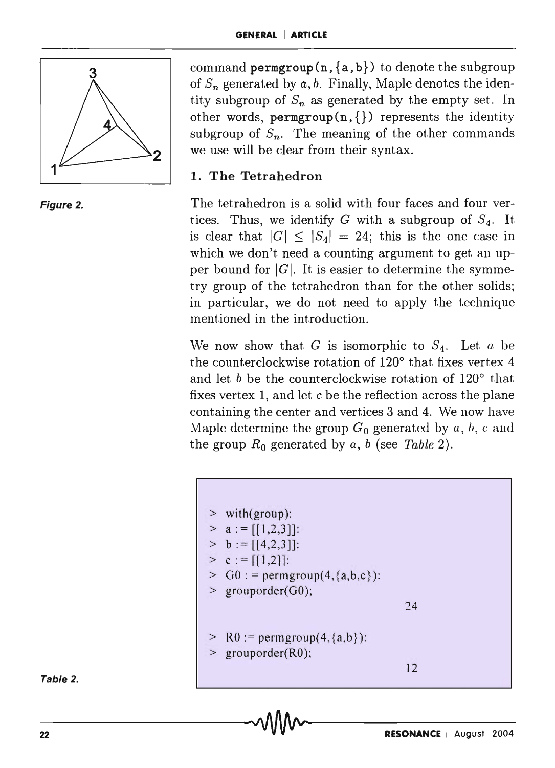command `permgroup(n,{a,b})` to denote the subgroup of $S_n$ generated by $a, b$. Finally, Maple denotes the identity subgroup of $S_n$ as generated by the empty set. In other words, `permgroup(n,{})` represents the identity subgroup of $S_n$. The meaning of the other commands we use will be clear from their syntax.

Figure 2.

### 1. The Tetrahedron

The tetrahedron is a solid with four faces and four vertices. Thus, we identify $G$ with a subgroup of $S_4$. It is clear that $|G| \leq |S_4| = 24$; this is the one case in which we don't need a counting argument to get an upper bound for $|G|$. It is easier to determine the symmetry group of the tetrahedron than for the other solids; in particular, we do not need to apply the technique mentioned in the introduction.

We now show that $G$ is isomorphic to $S_4$. Let $a$ be the counterclockwise rotation of 120° that fixes vertex 4 and let $b$ be the counterclockwise rotation of 120° that fixes vertex 1, and let $c$ be the reflection across the plane containing the center and vertices 3 and 4. We now have Maple determine the group $G_0$ generated by $a$, $b$, $c$ and the group $R_0$ generated by $a$, $b$ (see *Table* 2).

```
> with(group):
> a := [[1,2,3]]:
> b := [[4,2,3]]:
> c := [[1,2]]:
> G0 := permgroup(4,{a,b,c}):
> grouporder(G0);
                                24

> R0 := permgroup(4,{a,b}):
> grouporder(R0);
                                12
```

Table 2.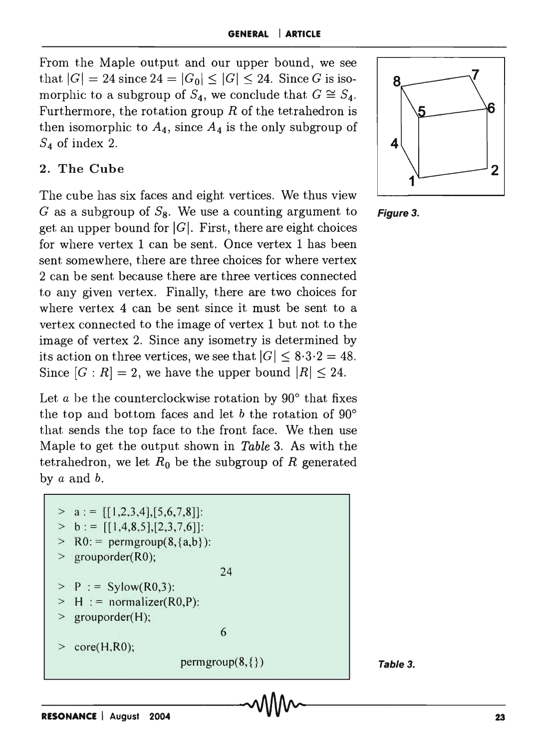From the Maple output and our upper bound, we see that $|G| = 24$ since $24 = |G_0| \leq |G| \leq 24$. Since $G$ is isomorphic to a subgroup of $S_4$, we conclude that $G \cong S_4$. Furthermore, the rotation group $R$ of the tetrahedron is then isomorphic to $A_4$, since $A_4$ is the only subgroup of $S_4$ of index 2.

## 2. The Cube

The cube has six faces and eight vertices. We thus view $G$ as a subgroup of $S_8$. We use a counting argument to get an upper bound for $|G|$. First, there are eight choices for where vertex 1 can be sent. Once vertex 1 has been sent somewhere, there are three choices for where vertex 2 can be sent because there are three vertices connected to any given vertex. Finally, there are two choices for where vertex 4 can be sent since it must be sent to a vertex connected to the image of vertex 1 but not to the image of vertex 2. Since any isometry is determined by its action on three vertices, we see that $|G| \leq 8 \cdot 3 \cdot 2 = 48$. Since $[G : R] = 2$, we have the upper bound $|R| \leq 24$.

*Figure 3.*

Let $a$ be the counterclockwise rotation by 90° that fixes the top and bottom faces and let $b$ the rotation of 90° that sends the top face to the front face. We then use Maple to get the output shown in *Table* 3. As with the tetrahedron, we let $R_0$ be the subgroup of $R$ generated by $a$ and $b$.

```
> a := [[1,2,3,4],[5,6,7,8]]:
> b := [[1,4,8,5],[2,3,7,6]]:
> R0:= permgroup(8,{a,b}):
> grouporder(R0);
                              24
> P := Sylow(R0,3):
> H := normalizer(R0,P):
> grouporder(H);
                              6
> core(H,R0);
                        permgroup(8,{})
```

*Table 3.*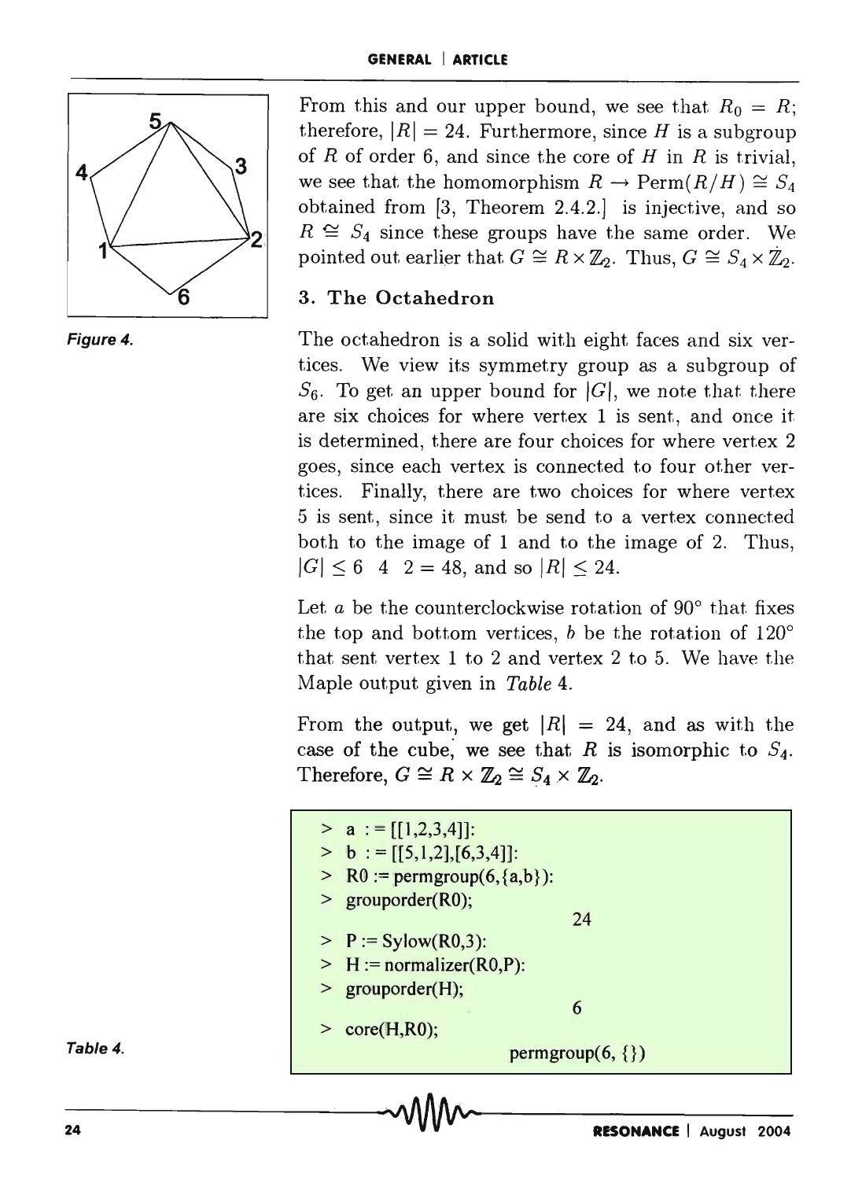From this and our upper bound, we see that $R_0 = R$; therefore, $|R| = 24$. Furthermore, since $H$ is a subgroup of $R$ of order 6, and since the core of $H$ in $R$ is trivial, we see that the homomorphism $R \to \text{Perm}(R/H) \cong S_4$ obtained from [3, Theorem 2.4.2.] is injective, and so $R \cong S_4$ since these groups have the same order. We pointed out earlier that $G \cong R \times \mathbb{Z}_2$. Thus, $G \cong S_4 \times \mathbb{Z}_2$.

Figure 4.

## 3. The Octahedron

The octahedron is a solid with eight faces and six vertices. We view its symmetry group as a subgroup of $S_6$. To get an upper bound for $|G|$, we note that there are six choices for where vertex 1 is sent, and once it is determined, there are four choices for where vertex 2 goes, since each vertex is connected to four other vertices. Finally, there are two choices for where vertex 5 is sent, since it must be send to a vertex connected both to the image of 1 and to the image of 2. Thus, $|G| \leq 6 \quad 4 \quad 2 = 48$, and so $|R| \leq 24$.

Let $a$ be the counterclockwise rotation of 90° that fixes the top and bottom vertices, $b$ be the rotation of 120° that sent vertex 1 to 2 and vertex 2 to 5. We have the Maple output given in *Table* 4.

From the output, we get $|R| = 24$, and as with the case of the cube, we see that $R$ is isomorphic to $S_4$. Therefore, $G \cong R \times \mathbb{Z}_2 \cong S_4 \times \mathbb{Z}_2$.

```
> a := [[1,2,3,4]]:
> b := [[5,1,2],[6,3,4]]:
> R0 := permgroup(6,{a,b}):
> grouporder(R0);
                        24
> P := Sylow(R0,3):
> H := normalizer(R0,P):
> grouporder(H);
                        6
> core(H,R0);
                  permgroup(6, {})
```

Table 4.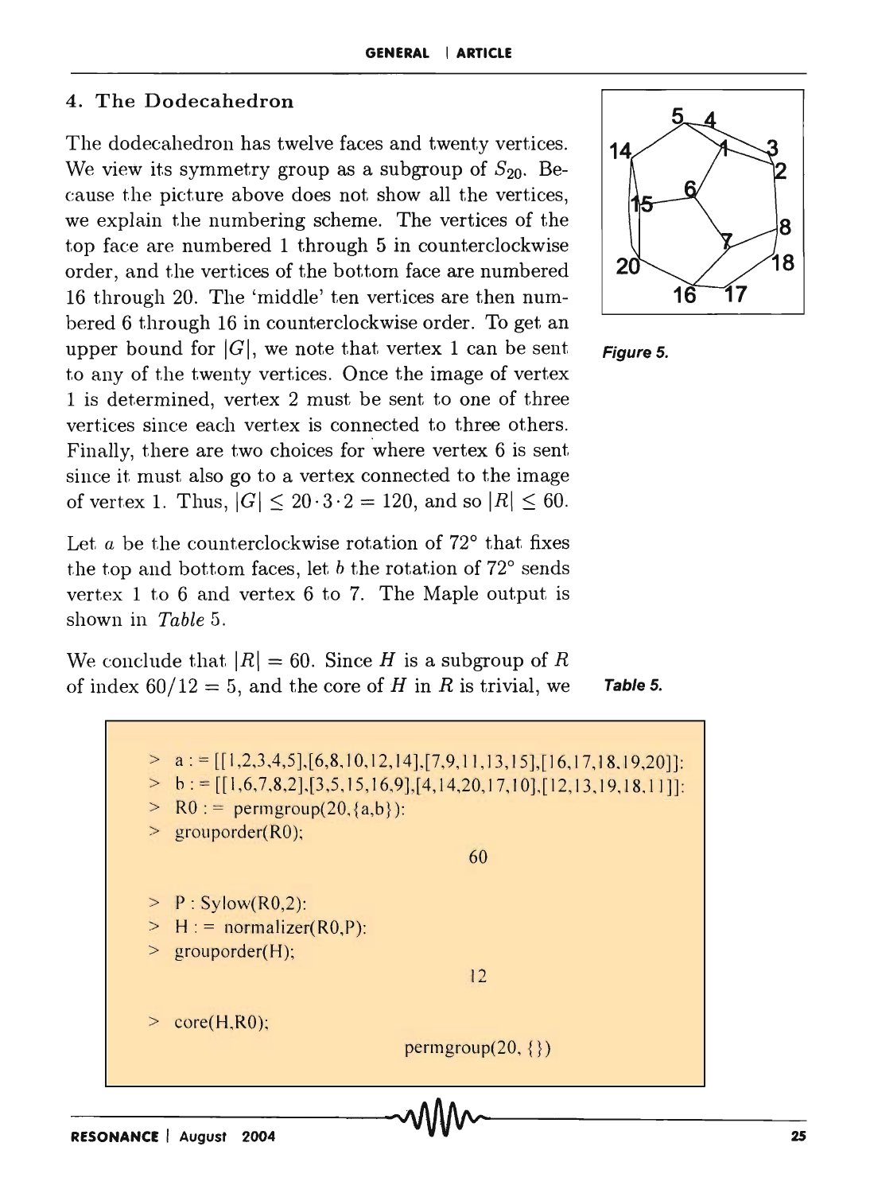## 4. The Dodecahedron

The dodecahedron has twelve faces and twenty vertices. We view its symmetry group as a subgroup of $S_{20}$. Because the picture above does not show all the vertices, we explain the numbering scheme. The vertices of the top face are numbered 1 through 5 in counterclockwise order, and the vertices of the bottom face are numbered 16 through 20. The 'middle' ten vertices are then numbered 6 through 16 in counterclockwise order. To get an upper bound for $|G|$, we note that vertex 1 can be sent to any of the twenty vertices. Once the image of vertex 1 is determined, vertex 2 must be sent to one of three vertices since each vertex is connected to three others. Finally, there are two choices for where vertex 6 is sent since it must also go to a vertex connected to the image of vertex 1. Thus, $|G| \leq 20 \cdot 3 \cdot 2 = 120$, and so $|R| \leq 60$.

*Figure 5.*

Let $a$ be the counterclockwise rotation of 72° that fixes the top and bottom faces, let $b$ the rotation of 72° sends vertex 1 to 6 and vertex 6 to 7. The Maple output is shown in *Table* 5.

We conclude that $|R| = 60$. Since $H$ is a subgroup of $R$ of index $60/12 = 5$, and the core of $H$ in $R$ is trivial, we

*Table 5.*

```
> a := [[1,2,3,4,5],[6,8,10,12,14],[7,9,11,13,15],[16,17,18,19,20]]:
> b := [[1,6,7,8,2],[3,5,15,16,9],[4,14,20,17,10],[12,13,19,18,11]]:
> R0 := permgroup(20,{a,b}):
> grouporder(R0);
                                60

> P : Sylow(R0,2):
> H := normalizer(R0,P):
> grouporder(H);
                                12

> core(H,R0);
                          permgroup(20, {})
```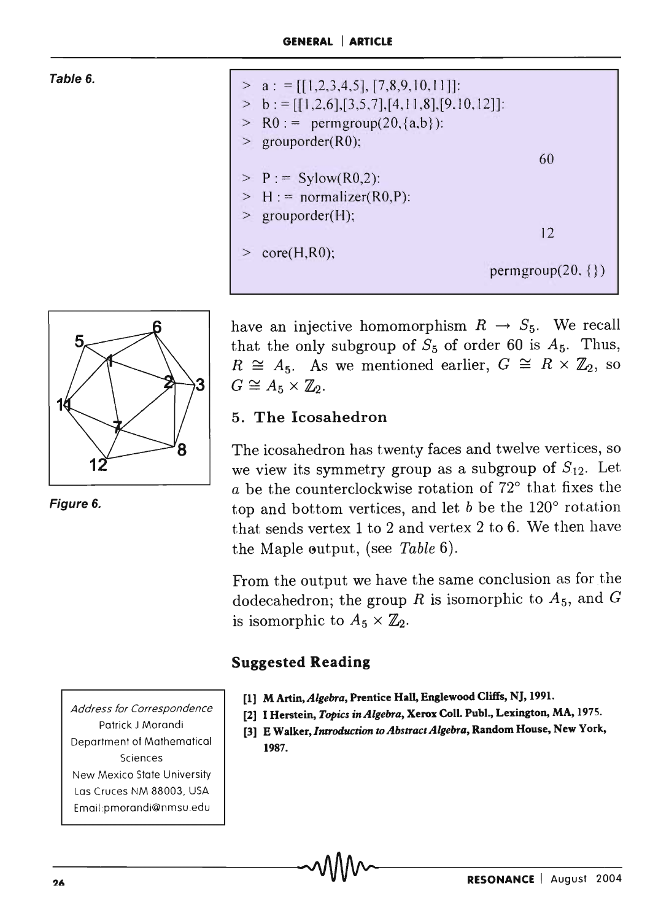Table 6.

```
> a : = [[1,2,3,4,5], [7,8,9,10,11]]:
> b : = [[1,2,6],[3,5,7],[4,11,8],[9,10,12]]:
> R0 : =  permgroup(20,{a,b}):
> grouporder(R0);
                                          60
> P : = Sylow(R0,2):
> H : = normalizer(R0,P):
> grouporder(H);
                                          12
> core(H,R0);
                                  permgroup(20, {})
```

5
6
1
2
3
14
7
8
12

Figure 6.

have an injective homomorphism $R \to S_5$. We recall that the only subgroup of $S_5$ of order 60 is $A_5$. Thus, $R \cong A_5$. As we mentioned earlier, $G \cong R \times \mathbb{Z}_2$, so $G \cong A_5 \times \mathbb{Z}_2$.

## 5. The Icosahedron

The icosahedron has twenty faces and twelve vertices, so we view its symmetry group as a subgroup of $S_{12}$. Let $a$ be the counterclockwise rotation of 72° that fixes the top and bottom vertices, and let $b$ be the 120° rotation that sends vertex 1 to 2 and vertex 2 to 6. We then have the Maple output, (see *Table* 6).

From the output we have the same conclusion as for the dodecahedron; the group $R$ is isomorphic to $A_5$, and $G$ is isomorphic to $A_5 \times \mathbb{Z}_2$.

## Suggested Reading

[1] **M Artin, *Algebra*, Prentice Hall, Englewood Cliffs, NJ, 1991.**

[2] **I Herstein, *Topics in Algebra*, Xerox Coll. Publ., Lexington, MA, 1975.**

[3] **E Walker, *Introduction to Abstract Algebra*, Random House, New York, 1987.**

*Address for Correspondence*
Patrick J Morandi
Department of Mathematical Sciences
New Mexico State University
Las Cruces NM 88003, USA
Email:pmorandi@nmsu.edu